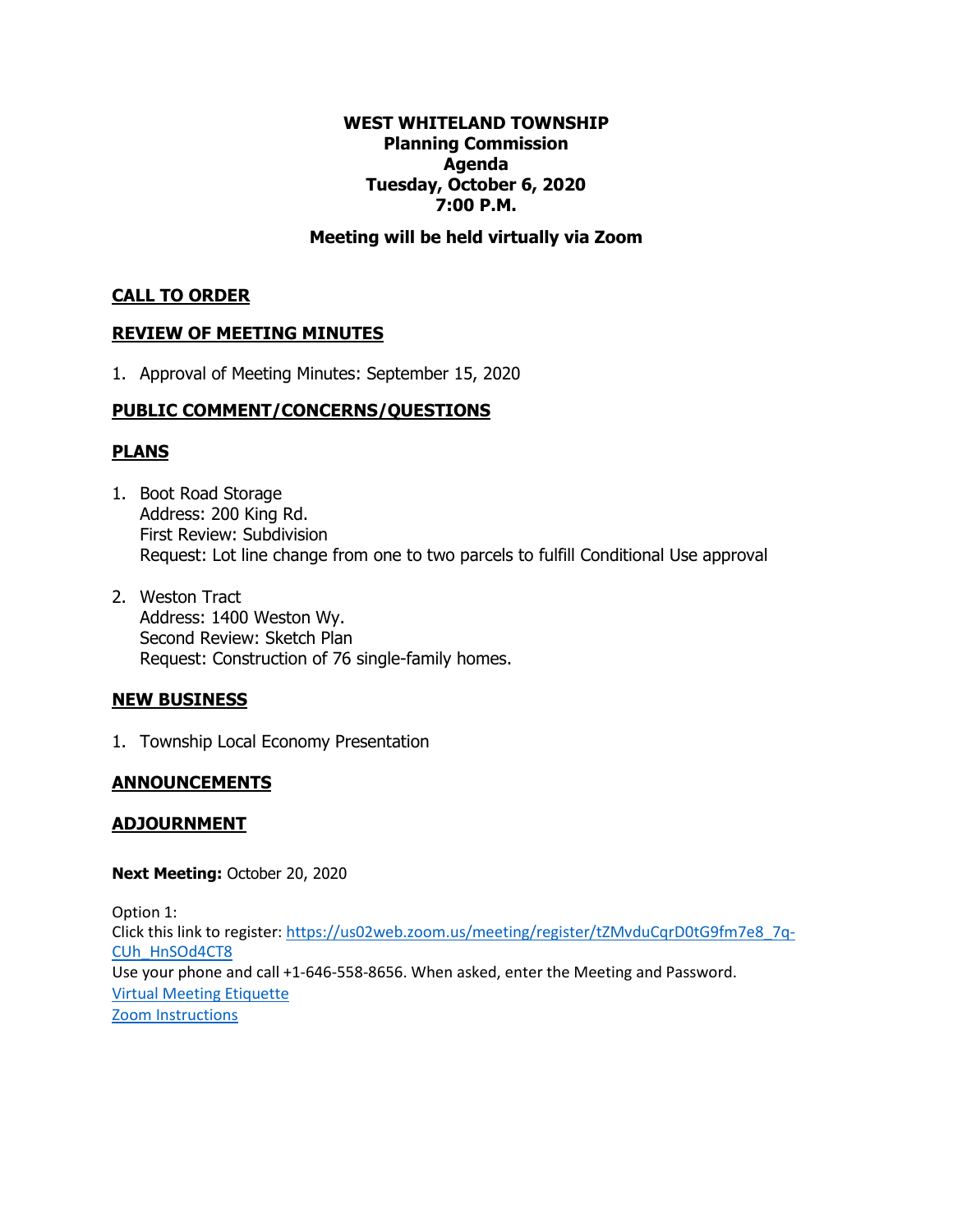**WEST WHITELAND TOWNSHIP**
**Planning Commission**
**Agenda**
**Tuesday, October 6, 2020**
**7:00 P.M.**

**Meeting will be held virtually via Zoom**

## CALL TO ORDER

## REVIEW OF MEETING MINUTES

1. Approval of Meeting Minutes: September 15, 2020

## PUBLIC COMMENT/CONCERNS/QUESTIONS

## PLANS

1. Boot Road Storage
   Address: 200 King Rd.
   First Review: Subdivision
   Request: Lot line change from one to two parcels to fulfill Conditional Use approval

2. Weston Tract
   Address: 1400 Weston Wy.
   Second Review: Sketch Plan
   Request: Construction of 76 single-family homes.

## NEW BUSINESS

1. Township Local Economy Presentation

## ANNOUNCEMENTS

## ADJOURNMENT

**Next Meeting:** October 20, 2020

Option 1:
Click this link to register: https://us02web.zoom.us/meeting/register/tZMvduCqrD0tG9fm7e8_7q-CUh_HnSOd4CT8
Use your phone and call +1-646-558-8656. When asked, enter the Meeting and Password.
Virtual Meeting Etiquette
Zoom Instructions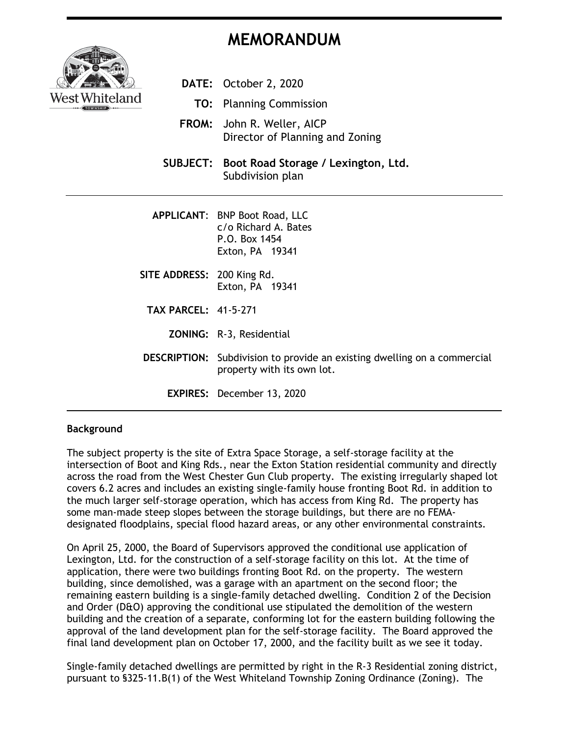# MEMORANDUM

West Whiteland TOWNSHIP

**DATE:** October 2, 2020

**TO:** Planning Commission

**FROM:** John R. Weller, AICP
Director of Planning and Zoning

**SUBJECT: Boot Road Storage / Lexington, Ltd.**
Subdivision plan

---

**APPLICANT**: BNP Boot Road, LLC
c/o Richard A. Bates
P.O. Box 1454
Exton, PA 19341

**SITE ADDRESS:** 200 King Rd.
Exton, PA 19341

**TAX PARCEL:** 41-5-271

**ZONING:** R-3, Residential

**DESCRIPTION:** Subdivision to provide an existing dwelling on a commercial property with its own lot.

**EXPIRES:** December 13, 2020

---

**Background**

The subject property is the site of Extra Space Storage, a self-storage facility at the intersection of Boot and King Rds., near the Exton Station residential community and directly across the road from the West Chester Gun Club property. The existing irregularly shaped lot covers 6.2 acres and includes an existing single-family house fronting Boot Rd. in addition to the much larger self-storage operation, which has access from King Rd. The property has some man-made steep slopes between the storage buildings, but there are no FEMA-designated floodplains, special flood hazard areas, or any other environmental constraints.

On April 25, 2000, the Board of Supervisors approved the conditional use application of Lexington, Ltd. for the construction of a self-storage facility on this lot. At the time of application, there were two buildings fronting Boot Rd. on the property. The western building, since demolished, was a garage with an apartment on the second floor; the remaining eastern building is a single-family detached dwelling. Condition 2 of the Decision and Order (D&O) approving the conditional use stipulated the demolition of the western building and the creation of a separate, conforming lot for the eastern building following the approval of the land development plan for the self-storage facility. The Board approved the final land development plan on October 17, 2000, and the facility built as we see it today.

Single-family detached dwellings are permitted by right in the R-3 Residential zoning district, pursuant to §325-11.B(1) of the West Whiteland Township Zoning Ordinance (Zoning). The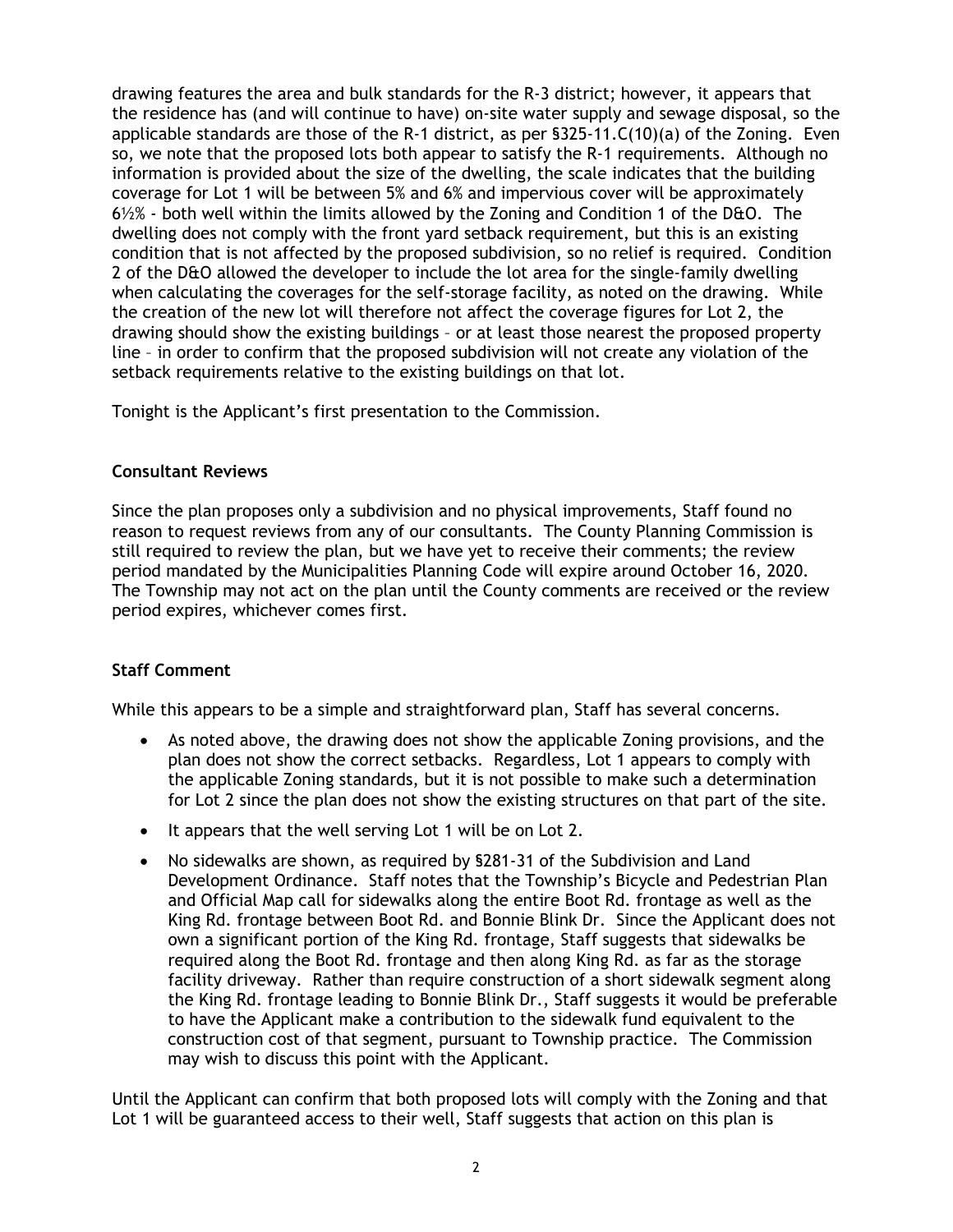drawing features the area and bulk standards for the R-3 district; however, it appears that the residence has (and will continue to have) on-site water supply and sewage disposal, so the applicable standards are those of the R-1 district, as per §325-11.C(10)(a) of the Zoning. Even so, we note that the proposed lots both appear to satisfy the R-1 requirements. Although no information is provided about the size of the dwelling, the scale indicates that the building coverage for Lot 1 will be between 5% and 6% and impervious cover will be approximately 6½% - both well within the limits allowed by the Zoning and Condition 1 of the D&O. The dwelling does not comply with the front yard setback requirement, but this is an existing condition that is not affected by the proposed subdivision, so no relief is required. Condition 2 of the D&O allowed the developer to include the lot area for the single-family dwelling when calculating the coverages for the self-storage facility, as noted on the drawing. While the creation of the new lot will therefore not affect the coverage figures for Lot 2, the drawing should show the existing buildings – or at least those nearest the proposed property line – in order to confirm that the proposed subdivision will not create any violation of the setback requirements relative to the existing buildings on that lot.

Tonight is the Applicant's first presentation to the Commission.

## Consultant Reviews

Since the plan proposes only a subdivision and no physical improvements, Staff found no reason to request reviews from any of our consultants. The County Planning Commission is still required to review the plan, but we have yet to receive their comments; the review period mandated by the Municipalities Planning Code will expire around October 16, 2020. The Township may not act on the plan until the County comments are received or the review period expires, whichever comes first.

## Staff Comment

While this appears to be a simple and straightforward plan, Staff has several concerns.

- As noted above, the drawing does not show the applicable Zoning provisions, and the plan does not show the correct setbacks. Regardless, Lot 1 appears to comply with the applicable Zoning standards, but it is not possible to make such a determination for Lot 2 since the plan does not show the existing structures on that part of the site.
- It appears that the well serving Lot 1 will be on Lot 2.
- No sidewalks are shown, as required by §281-31 of the Subdivision and Land Development Ordinance. Staff notes that the Township's Bicycle and Pedestrian Plan and Official Map call for sidewalks along the entire Boot Rd. frontage as well as the King Rd. frontage between Boot Rd. and Bonnie Blink Dr. Since the Applicant does not own a significant portion of the King Rd. frontage, Staff suggests that sidewalks be required along the Boot Rd. frontage and then along King Rd. as far as the storage facility driveway. Rather than require construction of a short sidewalk segment along the King Rd. frontage leading to Bonnie Blink Dr., Staff suggests it would be preferable to have the Applicant make a contribution to the sidewalk fund equivalent to the construction cost of that segment, pursuant to Township practice. The Commission may wish to discuss this point with the Applicant.

Until the Applicant can confirm that both proposed lots will comply with the Zoning and that Lot 1 will be guaranteed access to their well, Staff suggests that action on this plan is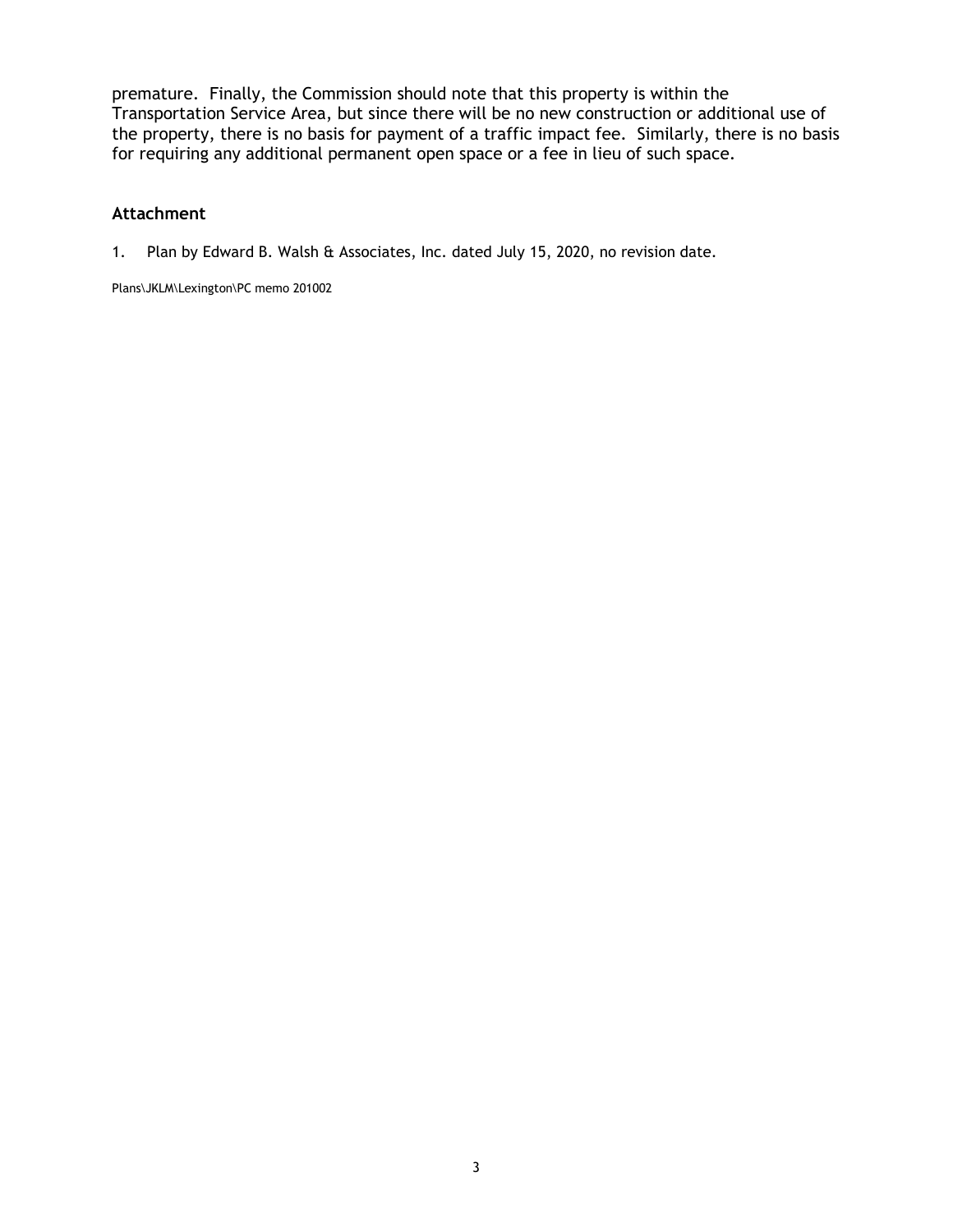premature. Finally, the Commission should note that this property is within the Transportation Service Area, but since there will be no new construction or additional use of the property, there is no basis for payment of a traffic impact fee. Similarly, there is no basis for requiring any additional permanent open space or a fee in lieu of such space.

## Attachment

1. Plan by Edward B. Walsh & Associates, Inc. dated July 15, 2020, no revision date.

Plans\JKLM\Lexington\PC memo 201002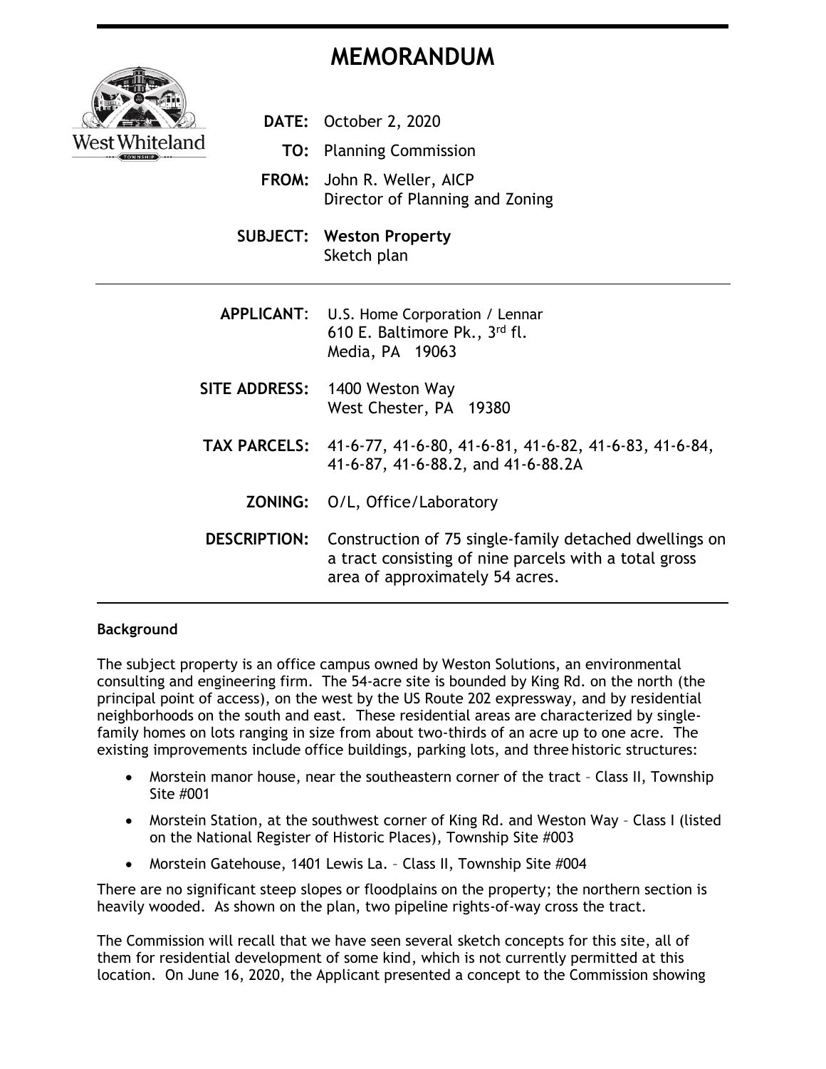# MEMORANDUM

**DATE:** October 2, 2020

**TO:** Planning Commission

**FROM:** John R. Weller, AICP
Director of Planning and Zoning

**SUBJECT: Weston Property**
Sketch plan

---

**APPLICANT:** U.S. Home Corporation / Lennar
610 E. Baltimore Pk., 3rd fl.
Media, PA 19063

**SITE ADDRESS:** 1400 Weston Way
West Chester, PA 19380

**TAX PARCELS:** 41-6-77, 41-6-80, 41-6-81, 41-6-82, 41-6-83, 41-6-84, 41-6-87, 41-6-88.2, and 41-6-88.2A

**ZONING:** O/L, Office/Laboratory

**DESCRIPTION:** Construction of 75 single-family detached dwellings on a tract consisting of nine parcels with a total gross area of approximately 54 acres.

---

**Background**

The subject property is an office campus owned by Weston Solutions, an environmental consulting and engineering firm. The 54-acre site is bounded by King Rd. on the north (the principal point of access), on the west by the US Route 202 expressway, and by residential neighborhoods on the south and east. These residential areas are characterized by single-family homes on lots ranging in size from about two-thirds of an acre up to one acre. The existing improvements include office buildings, parking lots, and three historic structures:

- Morstein manor house, near the southeastern corner of the tract – Class II, Township Site #001
- Morstein Station, at the southwest corner of King Rd. and Weston Way – Class I (listed on the National Register of Historic Places), Township Site #003
- Morstein Gatehouse, 1401 Lewis La. – Class II, Township Site #004

There are no significant steep slopes or floodplains on the property; the northern section is heavily wooded. As shown on the plan, two pipeline rights-of-way cross the tract.

The Commission will recall that we have seen several sketch concepts for this site, all of them for residential development of some kind, which is not currently permitted at this location. On June 16, 2020, the Applicant presented a concept to the Commission showing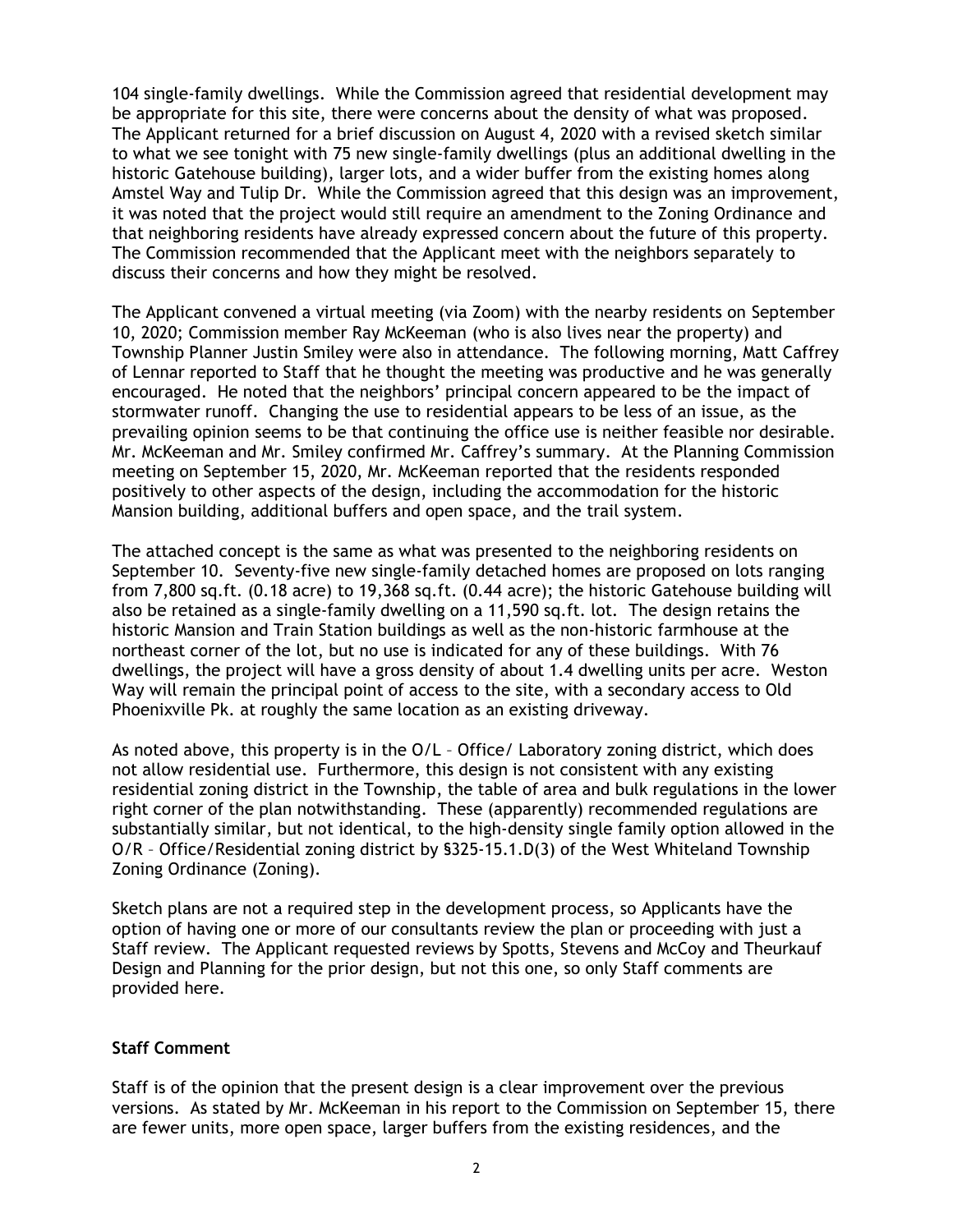104 single-family dwellings. While the Commission agreed that residential development may be appropriate for this site, there were concerns about the density of what was proposed. The Applicant returned for a brief discussion on August 4, 2020 with a revised sketch similar to what we see tonight with 75 new single-family dwellings (plus an additional dwelling in the historic Gatehouse building), larger lots, and a wider buffer from the existing homes along Amstel Way and Tulip Dr. While the Commission agreed that this design was an improvement, it was noted that the project would still require an amendment to the Zoning Ordinance and that neighboring residents have already expressed concern about the future of this property. The Commission recommended that the Applicant meet with the neighbors separately to discuss their concerns and how they might be resolved.

The Applicant convened a virtual meeting (via Zoom) with the nearby residents on September 10, 2020; Commission member Ray McKeeman (who is also lives near the property) and Township Planner Justin Smiley were also in attendance. The following morning, Matt Caffrey of Lennar reported to Staff that he thought the meeting was productive and he was generally encouraged. He noted that the neighbors' principal concern appeared to be the impact of stormwater runoff. Changing the use to residential appears to be less of an issue, as the prevailing opinion seems to be that continuing the office use is neither feasible nor desirable. Mr. McKeeman and Mr. Smiley confirmed Mr. Caffrey's summary. At the Planning Commission meeting on September 15, 2020, Mr. McKeeman reported that the residents responded positively to other aspects of the design, including the accommodation for the historic Mansion building, additional buffers and open space, and the trail system.

The attached concept is the same as what was presented to the neighboring residents on September 10. Seventy-five new single-family detached homes are proposed on lots ranging from 7,800 sq.ft. (0.18 acre) to 19,368 sq.ft. (0.44 acre); the historic Gatehouse building will also be retained as a single-family dwelling on a 11,590 sq.ft. lot. The design retains the historic Mansion and Train Station buildings as well as the non-historic farmhouse at the northeast corner of the lot, but no use is indicated for any of these buildings. With 76 dwellings, the project will have a gross density of about 1.4 dwelling units per acre. Weston Way will remain the principal point of access to the site, with a secondary access to Old Phoenixville Pk. at roughly the same location as an existing driveway.

As noted above, this property is in the O/L – Office/ Laboratory zoning district, which does not allow residential use. Furthermore, this design is not consistent with any existing residential zoning district in the Township, the table of area and bulk regulations in the lower right corner of the plan notwithstanding. These (apparently) recommended regulations are substantially similar, but not identical, to the high-density single family option allowed in the O/R – Office/Residential zoning district by §325-15.1.D(3) of the West Whiteland Township Zoning Ordinance (Zoning).

Sketch plans are not a required step in the development process, so Applicants have the option of having one or more of our consultants review the plan or proceeding with just a Staff review. The Applicant requested reviews by Spotts, Stevens and McCoy and Theurkauf Design and Planning for the prior design, but not this one, so only Staff comments are provided here.

**Staff Comment**

Staff is of the opinion that the present design is a clear improvement over the previous versions. As stated by Mr. McKeeman in his report to the Commission on September 15, there are fewer units, more open space, larger buffers from the existing residences, and the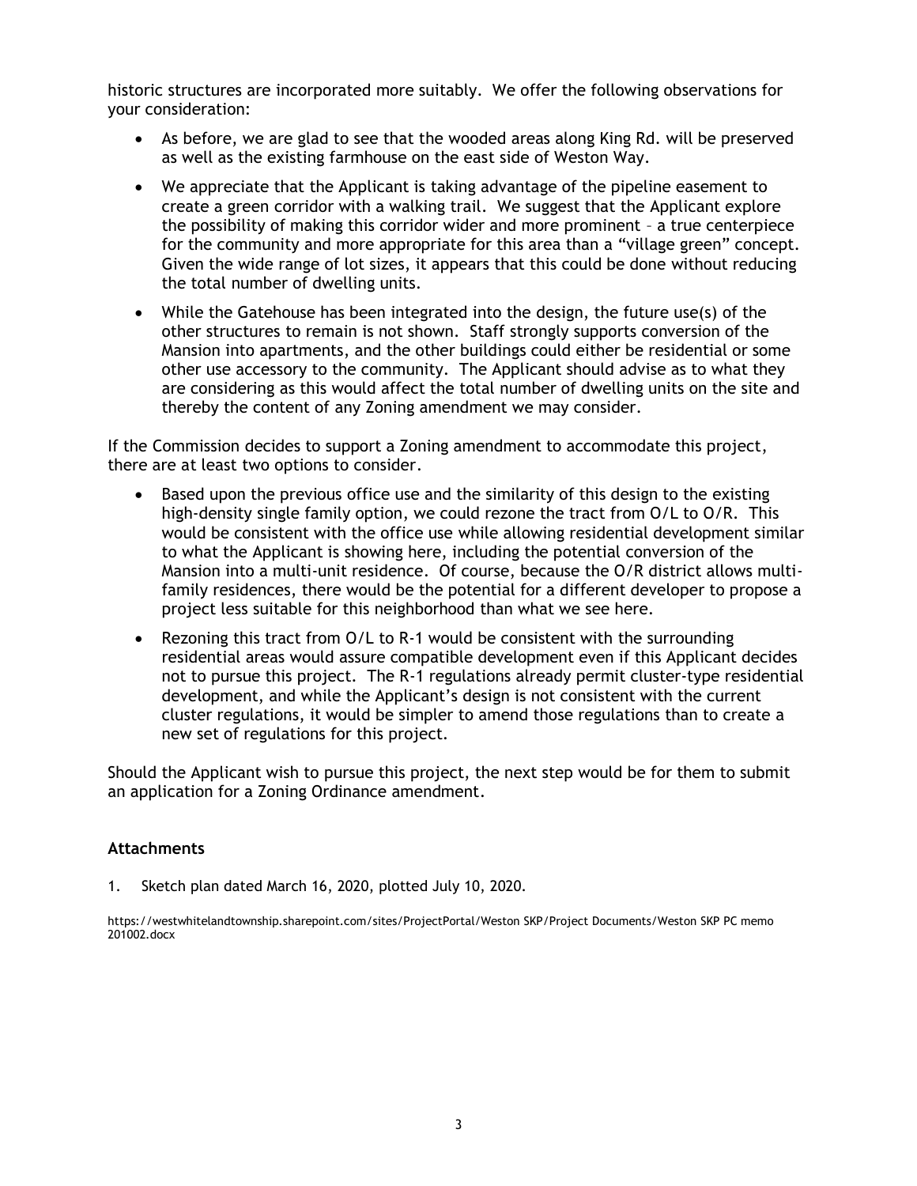historic structures are incorporated more suitably. We offer the following observations for your consideration:

- As before, we are glad to see that the wooded areas along King Rd. will be preserved as well as the existing farmhouse on the east side of Weston Way.
- We appreciate that the Applicant is taking advantage of the pipeline easement to create a green corridor with a walking trail. We suggest that the Applicant explore the possibility of making this corridor wider and more prominent – a true centerpiece for the community and more appropriate for this area than a "village green" concept. Given the wide range of lot sizes, it appears that this could be done without reducing the total number of dwelling units.
- While the Gatehouse has been integrated into the design, the future use(s) of the other structures to remain is not shown. Staff strongly supports conversion of the Mansion into apartments, and the other buildings could either be residential or some other use accessory to the community. The Applicant should advise as to what they are considering as this would affect the total number of dwelling units on the site and thereby the content of any Zoning amendment we may consider.

If the Commission decides to support a Zoning amendment to accommodate this project, there are at least two options to consider.

- Based upon the previous office use and the similarity of this design to the existing high-density single family option, we could rezone the tract from O/L to O/R. This would be consistent with the office use while allowing residential development similar to what the Applicant is showing here, including the potential conversion of the Mansion into a multi-unit residence. Of course, because the O/R district allows multi-family residences, there would be the potential for a different developer to propose a project less suitable for this neighborhood than what we see here.
- Rezoning this tract from O/L to R-1 would be consistent with the surrounding residential areas would assure compatible development even if this Applicant decides not to pursue this project. The R-1 regulations already permit cluster-type residential development, and while the Applicant's design is not consistent with the current cluster regulations, it would be simpler to amend those regulations than to create a new set of regulations for this project.

Should the Applicant wish to pursue this project, the next step would be for them to submit an application for a Zoning Ordinance amendment.

### Attachments

1. Sketch plan dated March 16, 2020, plotted July 10, 2020.

https://westwhitelandtownship.sharepoint.com/sites/ProjectPortal/Weston SKP/Project Documents/Weston SKP PC memo 201002.docx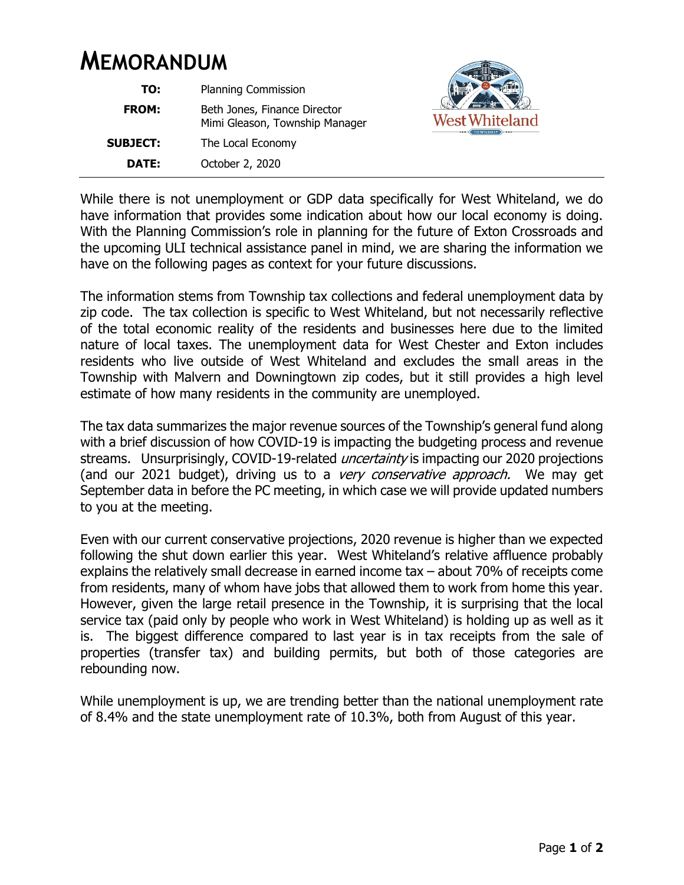# MEMORANDUM

| | |
|---|---|
| **TO:** | Planning Commission |
| **FROM:** | Beth Jones, Finance Director<br>Mimi Gleason, Township Manager |
| **SUBJECT:** | The Local Economy |
| **DATE:** | October 2, 2020 |

While there is not unemployment or GDP data specifically for West Whiteland, we do have information that provides some indication about how our local economy is doing. With the Planning Commission's role in planning for the future of Exton Crossroads and the upcoming ULI technical assistance panel in mind, we are sharing the information we have on the following pages as context for your future discussions.

The information stems from Township tax collections and federal unemployment data by zip code. The tax collection is specific to West Whiteland, but not necessarily reflective of the total economic reality of the residents and businesses here due to the limited nature of local taxes. The unemployment data for West Chester and Exton includes residents who live outside of West Whiteland and excludes the small areas in the Township with Malvern and Downingtown zip codes, but it still provides a high level estimate of how many residents in the community are unemployed.

The tax data summarizes the major revenue sources of the Township's general fund along with a brief discussion of how COVID-19 is impacting the budgeting process and revenue streams. Unsurprisingly, COVID-19-related *uncertainty* is impacting our 2020 projections (and our 2021 budget), driving us to a *very conservative approach.* We may get September data in before the PC meeting, in which case we will provide updated numbers to you at the meeting.

Even with our current conservative projections, 2020 revenue is higher than we expected following the shut down earlier this year. West Whiteland's relative affluence probably explains the relatively small decrease in earned income tax – about 70% of receipts come from residents, many of whom have jobs that allowed them to work from home this year. However, given the large retail presence in the Township, it is surprising that the local service tax (paid only by people who work in West Whiteland) is holding up as well as it is. The biggest difference compared to last year is in tax receipts from the sale of properties (transfer tax) and building permits, but both of those categories are rebounding now.

While unemployment is up, we are trending better than the national unemployment rate of 8.4% and the state unemployment rate of 10.3%, both from August of this year.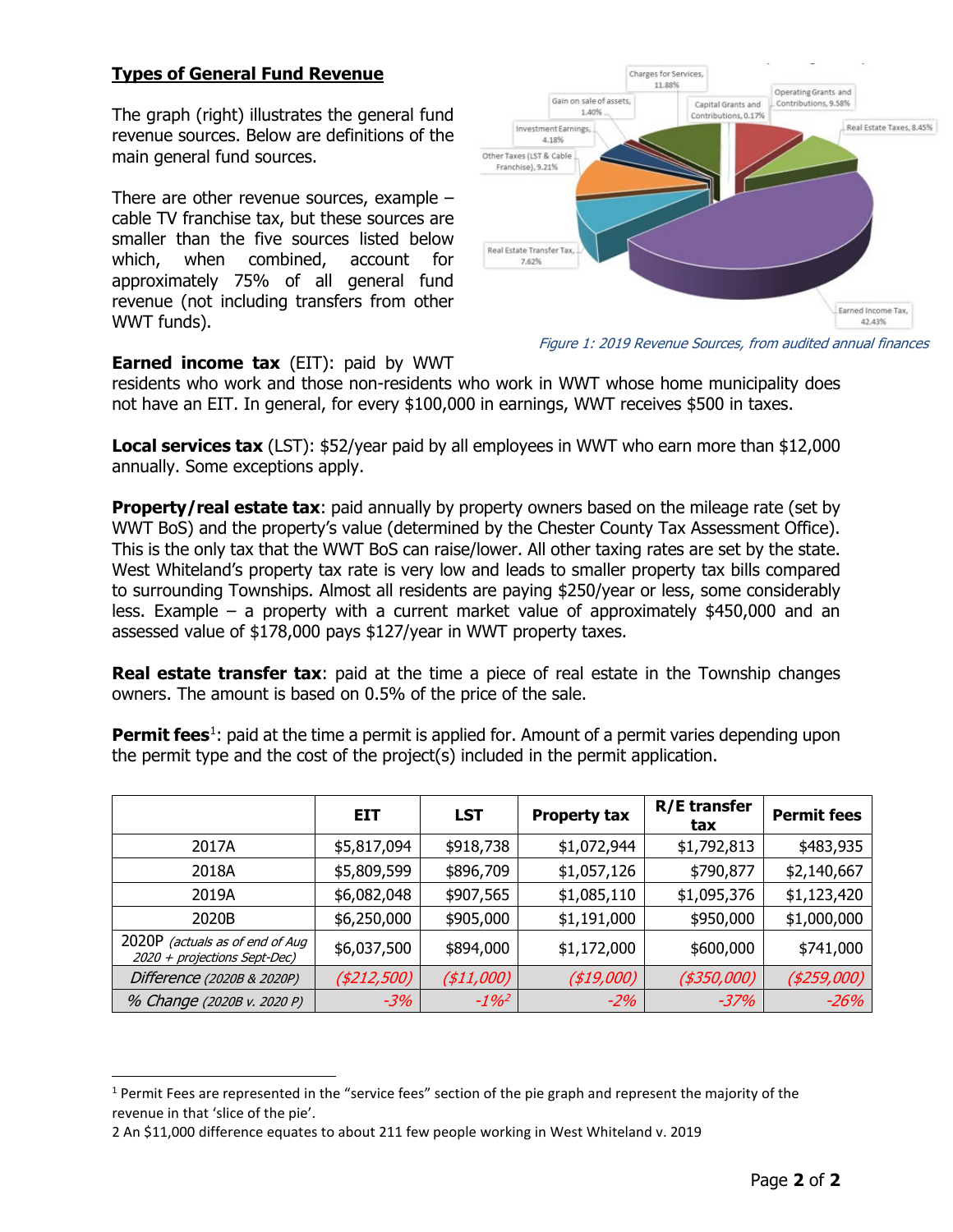## Types of General Fund Revenue

The graph (right) illustrates the general fund revenue sources. Below are definitions of the main general fund sources.

There are other revenue sources, example – cable TV franchise tax, but these sources are smaller than the five sources listed below which, when combined, account for approximately 75% of all general fund revenue (not including transfers from other WWT funds).

Charges for Services, 11.88%
Gain on sale of assets, 1.40%
Capital Grants and Contributions, 0.17%
Operating Grants and Contributions, 9.58%
Investment Earnings, 4.18%
Real Estate Taxes, 8.45%
Other Taxes (LST & Cable Franchise), 9.21%
Real Estate Transfer Tax, 7.62%
Earned Income Tax, 42.43%

*Figure 1: 2019 Revenue Sources, from audited annual finances*

**Earned income tax** (EIT): paid by WWT residents who work and those non-residents who work in WWT whose home municipality does not have an EIT. In general, for every $100,000 in earnings, WWT receives $500 in taxes.

**Local services tax** (LST): $52/year paid by all employees in WWT who earn more than $12,000 annually. Some exceptions apply.

**Property/real estate tax**: paid annually by property owners based on the mileage rate (set by WWT BoS) and the property's value (determined by the Chester County Tax Assessment Office). This is the only tax that the WWT BoS can raise/lower. All other taxing rates are set by the state. West Whiteland's property tax rate is very low and leads to smaller property tax bills compared to surrounding Townships. Almost all residents are paying $250/year or less, some considerably less. Example – a property with a current market value of approximately $450,000 and an assessed value of $178,000 pays $127/year in WWT property taxes.

**Real estate transfer tax**: paid at the time a piece of real estate in the Township changes owners. The amount is based on 0.5% of the price of the sale.

**Permit fees**[1]: paid at the time a permit is applied for. Amount of a permit varies depending upon the permit type and the cost of the project(s) included in the permit application.

| | EIT | LST | Property tax | R/E transfer tax | Permit fees |
|---|---|---|---|---|---|
| 2017A | $5,817,094 | $918,738 | $1,072,944 | $1,792,813 | $483,935 |
| 2018A | $5,809,599 | $896,709 | $1,057,126 | $790,877 | $2,140,667 |
| 2019A | $6,082,048 | $907,565 | $1,085,110 | $1,095,376 | $1,123,420 |
| 2020B | $6,250,000 | $905,000 | $1,191,000 | $950,000 | $1,000,000 |
| 2020P *(actuals as of end of Aug 2020 + projections Sept-Dec)* | $6,037,500 | $894,000 | $1,172,000 | $600,000 | $741,000 |
| *Difference (2020B & 2020P)* | *($212,500)* | *($11,000)* | *($19,000)* | *($350,000)* | *($259,000)* |
| *% Change (2020B v. 2020 P)* | *-3%* | *-1%*[2] | *-2%* | *-37%* | *-26%* |

[1] Permit Fees are represented in the "service fees" section of the pie graph and represent the majority of the revenue in that 'slice of the pie'.

2 An $11,000 difference equates to about 211 few people working in West Whiteland v. 2019